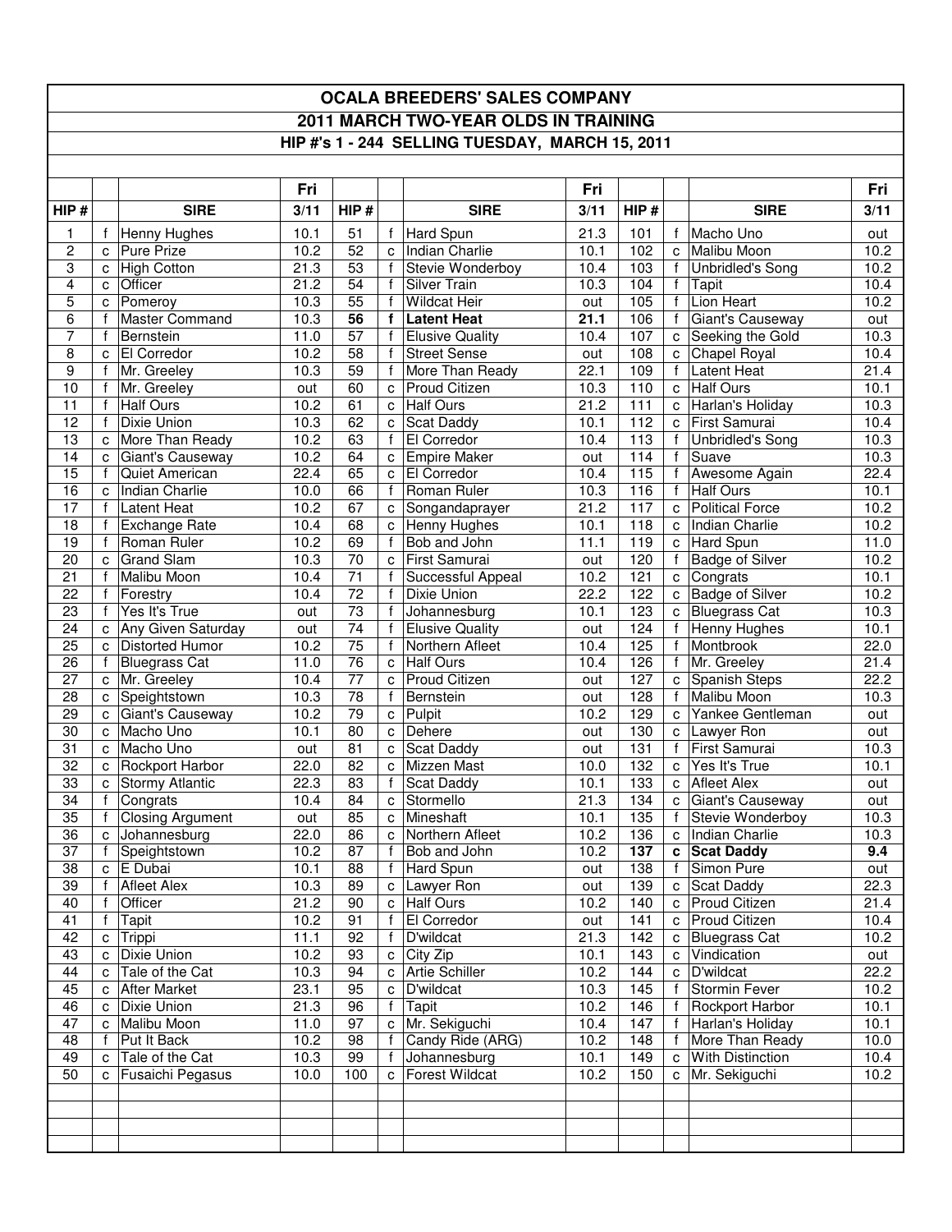# OCALA BREEDERS' SALES COMPANY

## 2011 MARCH TWO-YEAR OLDS IN TRAINING

### HIP #'s 1 - 244 SELLING TUESDAY, MARCH 15, 2011

| HIP # | | SIRE | Fri 3/11 | HIP # | | SIRE | Fri 3/11 | HIP # | | SIRE | Fri 3/11 |
|---|---|---|---|---|---|---|---|---|---|---|---|
| 1 | f | Henny Hughes | 10.1 | 51 | f | Hard Spun | 21.3 | 101 | f | Macho Uno | out |
| 2 | c | Pure Prize | 10.2 | 52 | c | Indian Charlie | 10.1 | 102 | c | Malibu Moon | 10.2 |
| 3 | c | High Cotton | 21.3 | 53 | f | Stevie Wonderboy | 10.4 | 103 | f | Unbridled's Song | 10.2 |
| 4 | c | Officer | 21.2 | 54 | f | Silver Train | 10.3 | 104 | f | Tapit | 10.4 |
| 5 | c | Pomeroy | 10.3 | 55 | f | Wildcat Heir | out | 105 | f | Lion Heart | 10.2 |
| 6 | f | Master Command | 10.3 | **56** | **f** | **Latent Heat** | **21.1** | 106 | f | Giant's Causeway | out |
| 7 | f | Bernstein | 11.0 | 57 | f | Elusive Quality | 10.4 | 107 | c | Seeking the Gold | 10.3 |
| 8 | c | El Corredor | 10.2 | 58 | f | Street Sense | out | 108 | c | Chapel Royal | 10.4 |
| 9 | f | Mr. Greeley | 10.3 | 59 | f | More Than Ready | 22.1 | 109 | f | Latent Heat | 21.4 |
| 10 | f | Mr. Greeley | out | 60 | c | Proud Citizen | 10.3 | 110 | c | Half Ours | 10.1 |
| 11 | f | Half Ours | 10.2 | 61 | c | Half Ours | 21.2 | 111 | c | Harlan's Holiday | 10.3 |
| 12 | f | Dixie Union | 10.3 | 62 | c | Scat Daddy | 10.1 | 112 | c | First Samurai | 10.4 |
| 13 | c | More Than Ready | 10.2 | 63 | f | El Corredor | 10.4 | 113 | f | Unbridled's Song | 10.3 |
| 14 | c | Giant's Causeway | 10.2 | 64 | c | Empire Maker | out | 114 | f | Suave | 10.3 |
| 15 | f | Quiet American | 22.4 | 65 | c | El Corredor | 10.4 | 115 | f | Awesome Again | 22.4 |
| 16 | c | Indian Charlie | 10.0 | 66 | f | Roman Ruler | 10.3 | 116 | f | Half Ours | 10.1 |
| 17 | f | Latent Heat | 10.2 | 67 | c | Songandaprayer | 21.2 | 117 | c | Political Force | 10.2 |
| 18 | f | Exchange Rate | 10.4 | 68 | c | Henny Hughes | 10.1 | 118 | c | Indian Charlie | 10.2 |
| 19 | f | Roman Ruler | 10.2 | 69 | f | Bob and John | 11.1 | 119 | c | Hard Spun | 11.0 |
| 20 | c | Grand Slam | 10.3 | 70 | c | First Samurai | out | 120 | f | Badge of Silver | 10.2 |
| 21 | f | Malibu Moon | 10.4 | 71 | f | Successful Appeal | 10.2 | 121 | c | Congrats | 10.1 |
| 22 | f | Forestry | 10.4 | 72 | f | Dixie Union | 22.2 | 122 | c | Badge of Silver | 10.2 |
| 23 | f | Yes It's True | out | 73 | f | Johannesburg | 10.1 | 123 | c | Bluegrass Cat | 10.3 |
| 24 | c | Any Given Saturday | out | 74 | f | Elusive Quality | out | 124 | f | Henny Hughes | 10.1 |
| 25 | c | Distorted Humor | 10.2 | 75 | f | Northern Afleet | 10.4 | 125 | f | Montbrook | 22.0 |
| 26 | f | Bluegrass Cat | 11.0 | 76 | c | Half Ours | 10.4 | 126 | f | Mr. Greeley | 21.4 |
| 27 | c | Mr. Greeley | 10.4 | 77 | c | Proud Citizen | out | 127 | c | Spanish Steps | 22.2 |
| 28 | c | Speightstown | 10.3 | 78 | f | Bernstein | out | 128 | f | Malibu Moon | 10.3 |
| 29 | c | Giant's Causeway | 10.2 | 79 | c | Pulpit | 10.2 | 129 | c | Yankee Gentleman | out |
| 30 | c | Macho Uno | 10.1 | 80 | c | Dehere | out | 130 | c | Lawyer Ron | out |
| 31 | c | Macho Uno | out | 81 | c | Scat Daddy | out | 131 | f | First Samurai | 10.3 |
| 32 | c | Rockport Harbor | 22.0 | 82 | c | Mizzen Mast | 10.0 | 132 | c | Yes It's True | 10.1 |
| 33 | c | Stormy Atlantic | 22.3 | 83 | f | Scat Daddy | 10.1 | 133 | c | Afleet Alex | out |
| 34 | f | Congrats | 10.4 | 84 | c | Stormello | 21.3 | 134 | c | Giant's Causeway | out |
| 35 | f | Closing Argument | out | 85 | c | Mineshaft | 10.1 | 135 | f | Stevie Wonderboy | 10.3 |
| 36 | c | Johannesburg | 22.0 | 86 | c | Northern Afleet | 10.2 | 136 | c | Indian Charlie | 10.3 |
| 37 | f | Speightstown | 10.2 | 87 | f | Bob and John | 10.2 | **137** | **c** | **Scat Daddy** | **9.4** |
| 38 | c | E Dubai | 10.1 | 88 | f | Hard Spun | out | 138 | f | Simon Pure | out |
| 39 | f | Afleet Alex | 10.3 | 89 | c | Lawyer Ron | out | 139 | c | Scat Daddy | 22.3 |
| 40 | f | Officer | 21.2 | 90 | c | Half Ours | 10.2 | 140 | c | Proud Citizen | 21.4 |
| 41 | f | Tapit | 10.2 | 91 | f | El Corredor | out | 141 | c | Proud Citizen | 10.4 |
| 42 | c | Trippi | 11.1 | 92 | f | D'wildcat | 21.3 | 142 | c | Bluegrass Cat | 10.2 |
| 43 | c | Dixie Union | 10.2 | 93 | c | City Zip | 10.1 | 143 | c | Vindication | out |
| 44 | c | Tale of the Cat | 10.3 | 94 | c | Artie Schiller | 10.2 | 144 | c | D'wildcat | 22.2 |
| 45 | c | After Market | 23.1 | 95 | c | D'wildcat | 10.3 | 145 | f | Stormin Fever | 10.2 |
| 46 | c | Dixie Union | 21.3 | 96 | f | Tapit | 10.2 | 146 | f | Rockport Harbor | 10.1 |
| 47 | c | Malibu Moon | 11.0 | 97 | c | Mr. Sekiguchi | 10.4 | 147 | f | Harlan's Holiday | 10.1 |
| 48 | f | Put It Back | 10.2 | 98 | f | Candy Ride (ARG) | 10.2 | 148 | f | More Than Ready | 10.0 |
| 49 | c | Tale of the Cat | 10.3 | 99 | f | Johannesburg | 10.1 | 149 | c | With Distinction | 10.4 |
| 50 | c | Fusaichi Pegasus | 10.0 | 100 | c | Forest Wildcat | 10.2 | 150 | c | Mr. Sekiguchi | 10.2 |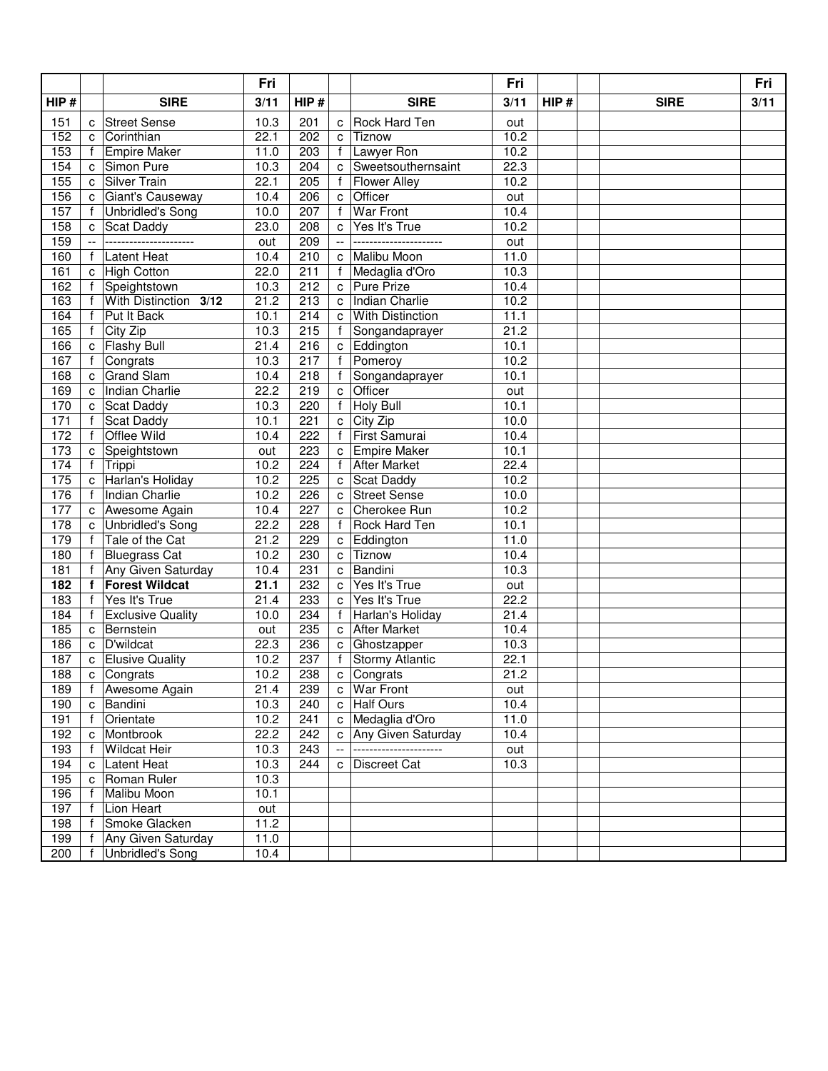| | | | Fri | | | | Fri | | | | Fri |
|---|---|---|---|---|---|---|---|---|---|---|---|
| HIP # | | SIRE | 3/11 | HIP # | | SIRE | 3/11 | HIP # | | SIRE | 3/11 |
| 151 | c | Street Sense | 10.3 | 201 | c | Rock Hard Ten | out | | | | |
| 152 | c | Corinthian | 22.1 | 202 | c | Tiznow | 10.2 | | | | |
| 153 | f | Empire Maker | 11.0 | 203 | f | Lawyer Ron | 10.2 | | | | |
| 154 | c | Simon Pure | 10.3 | 204 | c | Sweetsouthernsaint | 22.3 | | | | |
| 155 | c | Silver Train | 22.1 | 205 | f | Flower Alley | 10.2 | | | | |
| 156 | c | Giant's Causeway | 10.4 | 206 | c | Officer | out | | | | |
| 157 | f | Unbridled's Song | 10.0 | 207 | f | War Front | 10.4 | | | | |
| 158 | c | Scat Daddy | 23.0 | 208 | c | Yes It's True | 10.2 | | | | |
| 159 | -- | ---------------------- | out | 209 | -- | ---------------------- | out | | | | |
| 160 | f | Latent Heat | 10.4 | 210 | c | Malibu Moon | 11.0 | | | | |
| 161 | c | High Cotton | 22.0 | 211 | f | Medaglia d'Oro | 10.3 | | | | |
| 162 | f | Speightstown | 10.3 | 212 | c | Pure Prize | 10.4 | | | | |
| 163 | f | With Distinction **3/12** | 21.2 | 213 | c | Indian Charlie | 10.2 | | | | |
| 164 | f | Put It Back | 10.1 | 214 | c | With Distinction | 11.1 | | | | |
| 165 | f | City Zip | 10.3 | 215 | f | Songandaprayer | 21.2 | | | | |
| 166 | c | Flashy Bull | 21.4 | 216 | c | Eddington | 10.1 | | | | |
| 167 | f | Congrats | 10.3 | 217 | f | Pomeroy | 10.2 | | | | |
| 168 | c | Grand Slam | 10.4 | 218 | f | Songandaprayer | 10.1 | | | | |
| 169 | c | Indian Charlie | 22.2 | 219 | c | Officer | out | | | | |
| 170 | c | Scat Daddy | 10.3 | 220 | f | Holy Bull | 10.1 | | | | |
| 171 | f | Scat Daddy | 10.1 | 221 | c | City Zip | 10.0 | | | | |
| 172 | f | Offlee Wild | 10.4 | 222 | f | First Samurai | 10.4 | | | | |
| 173 | c | Speightstown | out | 223 | c | Empire Maker | 10.1 | | | | |
| 174 | f | Trippi | 10.2 | 224 | f | After Market | 22.4 | | | | |
| 175 | c | Harlan's Holiday | 10.2 | 225 | c | Scat Daddy | 10.2 | | | | |
| 176 | f | Indian Charlie | 10.2 | 226 | c | Street Sense | 10.0 | | | | |
| 177 | c | Awesome Again | 10.4 | 227 | c | Cherokee Run | 10.2 | | | | |
| 178 | c | Unbridled's Song | 22.2 | 228 | f | Rock Hard Ten | 10.1 | | | | |
| 179 | f | Tale of the Cat | 21.2 | 229 | c | Eddington | 11.0 | | | | |
| 180 | f | Bluegrass Cat | 10.2 | 230 | c | Tiznow | 10.4 | | | | |
| 181 | f | Any Given Saturday | 10.4 | 231 | c | Bandini | 10.3 | | | | |
| **182** | **f** | **Forest Wildcat** | **21.1** | 232 | c | Yes It's True | out | | | | |
| 183 | f | Yes It's True | 21.4 | 233 | c | Yes It's True | 22.2 | | | | |
| 184 | f | Exclusive Quality | 10.0 | 234 | f | Harlan's Holiday | 21.4 | | | | |
| 185 | c | Bernstein | out | 235 | c | After Market | 10.4 | | | | |
| 186 | c | D'wildcat | 22.3 | 236 | c | Ghostzapper | 10.3 | | | | |
| 187 | c | Elusive Quality | 10.2 | 237 | f | Stormy Atlantic | 22.1 | | | | |
| 188 | c | Congrats | 10.2 | 238 | c | Congrats | 21.2 | | | | |
| 189 | f | Awesome Again | 21.4 | 239 | c | War Front | out | | | | |
| 190 | c | Bandini | 10.3 | 240 | c | Half Ours | 10.4 | | | | |
| 191 | f | Orientate | 10.2 | 241 | c | Medaglia d'Oro | 11.0 | | | | |
| 192 | c | Montbrook | 22.2 | 242 | c | Any Given Saturday | 10.4 | | | | |
| 193 | f | Wildcat Heir | 10.3 | 243 | -- | ---------------------- | out | | | | |
| 194 | c | Latent Heat | 10.3 | 244 | c | Discreet Cat | 10.3 | | | | |
| 195 | c | Roman Ruler | 10.3 | | | | | | | | |
| 196 | f | Malibu Moon | 10.1 | | | | | | | | |
| 197 | f | Lion Heart | out | | | | | | | | |
| 198 | f | Smoke Glacken | 11.2 | | | | | | | | |
| 199 | f | Any Given Saturday | 11.0 | | | | | | | | |
| 200 | f | Unbridled's Song | 10.4 | | | | | | | | |